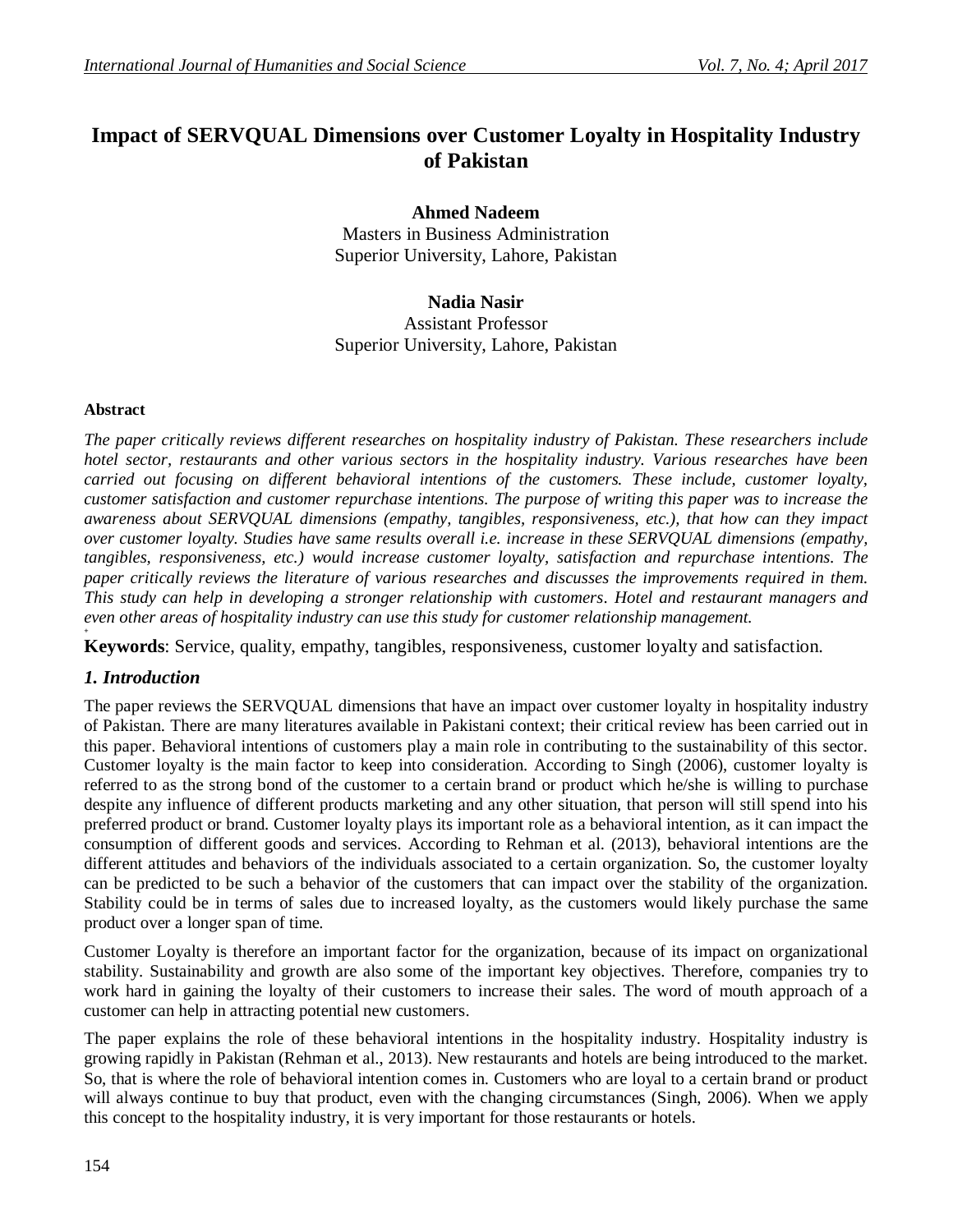# Impact of SERVQUAL Dimensions over Customer Loyalty in Hospitality Industry of Pakistan

**Ahmed Nadeem**
Masters in Business Administration
Superior University, Lahore, Pakistan

**Nadia Nasir**
Assistant Professor
Superior University, Lahore, Pakistan

**Abstract**

*The paper critically reviews different researches on hospitality industry of Pakistan. These researchers include hotel sector, restaurants and other various sectors in the hospitality industry. Various researches have been carried out focusing on different behavioral intentions of the customers. These include, customer loyalty, customer satisfaction and customer repurchase intentions. The purpose of writing this paper was to increase the awareness about SERVQUAL dimensions (empathy, tangibles, responsiveness, etc.), that how can they impact over customer loyalty. Studies have same results overall i.e. increase in these SERVQUAL dimensions (empathy, tangibles, responsiveness, etc.) would increase customer loyalty, satisfaction and repurchase intentions. The paper critically reviews the literature of various researches and discusses the improvements required in them. This study can help in developing a stronger relationship with customers. Hotel and restaurant managers and even other areas of hospitality industry can use this study for customer relationship management.*

**Keywords**: Service, quality, empathy, tangibles, responsiveness, customer loyalty and satisfaction.

## *1. Introduction*

The paper reviews the SERVQUAL dimensions that have an impact over customer loyalty in hospitality industry of Pakistan. There are many literatures available in Pakistani context; their critical review has been carried out in this paper. Behavioral intentions of customers play a main role in contributing to the sustainability of this sector. Customer loyalty is the main factor to keep into consideration. According to Singh (2006), customer loyalty is referred to as the strong bond of the customer to a certain brand or product which he/she is willing to purchase despite any influence of different products marketing and any other situation, that person will still spend into his preferred product or brand. Customer loyalty plays its important role as a behavioral intention, as it can impact the consumption of different goods and services. According to Rehman et al. (2013), behavioral intentions are the different attitudes and behaviors of the individuals associated to a certain organization. So, the customer loyalty can be predicted to be such a behavior of the customers that can impact over the stability of the organization. Stability could be in terms of sales due to increased loyalty, as the customers would likely purchase the same product over a longer span of time.

Customer Loyalty is therefore an important factor for the organization, because of its impact on organizational stability. Sustainability and growth are also some of the important key objectives. Therefore, companies try to work hard in gaining the loyalty of their customers to increase their sales. The word of mouth approach of a customer can help in attracting potential new customers.

The paper explains the role of these behavioral intentions in the hospitality industry. Hospitality industry is growing rapidly in Pakistan (Rehman et al., 2013). New restaurants and hotels are being introduced to the market. So, that is where the role of behavioral intention comes in. Customers who are loyal to a certain brand or product will always continue to buy that product, even with the changing circumstances (Singh, 2006). When we apply this concept to the hospitality industry, it is very important for those restaurants or hotels.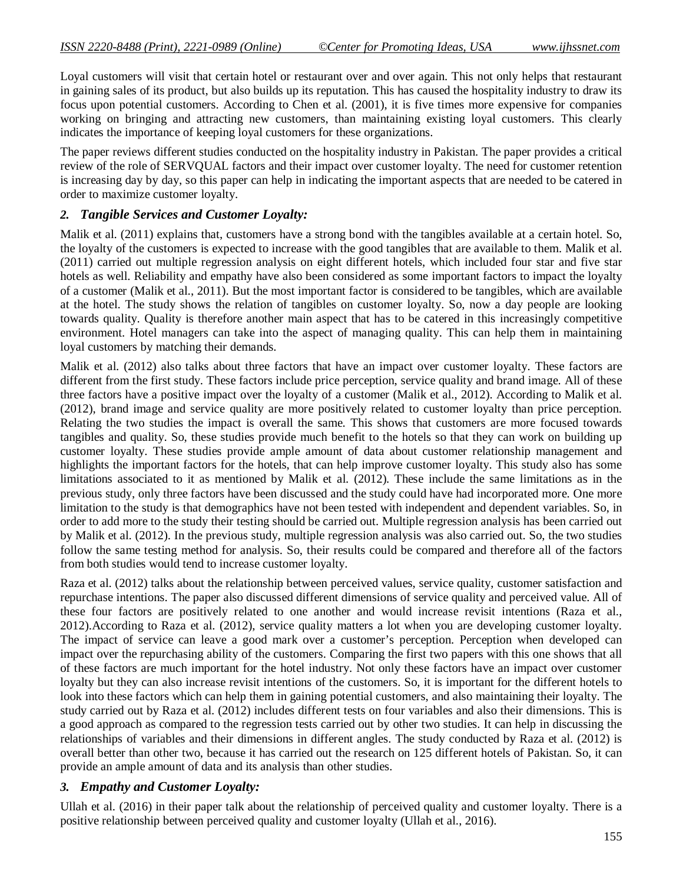Loyal customers will visit that certain hotel or restaurant over and over again. This not only helps that restaurant in gaining sales of its product, but also builds up its reputation. This has caused the hospitality industry to draw its focus upon potential customers. According to Chen et al. (2001), it is five times more expensive for companies working on bringing and attracting new customers, than maintaining existing loyal customers. This clearly indicates the importance of keeping loyal customers for these organizations.

The paper reviews different studies conducted on the hospitality industry in Pakistan. The paper provides a critical review of the role of SERVQUAL factors and their impact over customer loyalty. The need for customer retention is increasing day by day, so this paper can help in indicating the important aspects that are needed to be catered in order to maximize customer loyalty.

## *2. Tangible Services and Customer Loyalty:*

Malik et al. (2011) explains that, customers have a strong bond with the tangibles available at a certain hotel. So, the loyalty of the customers is expected to increase with the good tangibles that are available to them. Malik et al. (2011) carried out multiple regression analysis on eight different hotels, which included four star and five star hotels as well. Reliability and empathy have also been considered as some important factors to impact the loyalty of a customer (Malik et al., 2011). But the most important factor is considered to be tangibles, which are available at the hotel. The study shows the relation of tangibles on customer loyalty. So, now a day people are looking towards quality. Quality is therefore another main aspect that has to be catered in this increasingly competitive environment. Hotel managers can take into the aspect of managing quality. This can help them in maintaining loyal customers by matching their demands.

Malik et al. (2012) also talks about three factors that have an impact over customer loyalty. These factors are different from the first study. These factors include price perception, service quality and brand image. All of these three factors have a positive impact over the loyalty of a customer (Malik et al., 2012). According to Malik et al. (2012), brand image and service quality are more positively related to customer loyalty than price perception. Relating the two studies the impact is overall the same. This shows that customers are more focused towards tangibles and quality. So, these studies provide much benefit to the hotels so that they can work on building up customer loyalty. These studies provide ample amount of data about customer relationship management and highlights the important factors for the hotels, that can help improve customer loyalty. This study also has some limitations associated to it as mentioned by Malik et al. (2012). These include the same limitations as in the previous study, only three factors have been discussed and the study could have had incorporated more. One more limitation to the study is that demographics have not been tested with independent and dependent variables. So, in order to add more to the study their testing should be carried out. Multiple regression analysis has been carried out by Malik et al. (2012). In the previous study, multiple regression analysis was also carried out. So, the two studies follow the same testing method for analysis. So, their results could be compared and therefore all of the factors from both studies would tend to increase customer loyalty.

Raza et al. (2012) talks about the relationship between perceived values, service quality, customer satisfaction and repurchase intentions. The paper also discussed different dimensions of service quality and perceived value. All of these four factors are positively related to one another and would increase revisit intentions (Raza et al., 2012).According to Raza et al. (2012), service quality matters a lot when you are developing customer loyalty. The impact of service can leave a good mark over a customer's perception. Perception when developed can impact over the repurchasing ability of the customers. Comparing the first two papers with this one shows that all of these factors are much important for the hotel industry. Not only these factors have an impact over customer loyalty but they can also increase revisit intentions of the customers. So, it is important for the different hotels to look into these factors which can help them in gaining potential customers, and also maintaining their loyalty. The study carried out by Raza et al. (2012) includes different tests on four variables and also their dimensions. This is a good approach as compared to the regression tests carried out by other two studies. It can help in discussing the relationships of variables and their dimensions in different angles. The study conducted by Raza et al. (2012) is overall better than other two, because it has carried out the research on 125 different hotels of Pakistan. So, it can provide an ample amount of data and its analysis than other studies.

## *3. Empathy and Customer Loyalty:*

Ullah et al. (2016) in their paper talk about the relationship of perceived quality and customer loyalty. There is a positive relationship between perceived quality and customer loyalty (Ullah et al., 2016).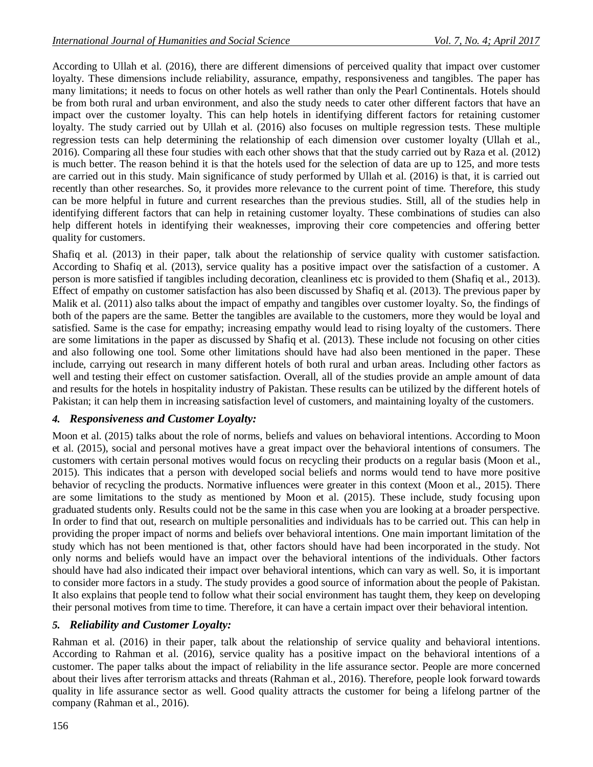According to Ullah et al. (2016), there are different dimensions of perceived quality that impact over customer loyalty. These dimensions include reliability, assurance, empathy, responsiveness and tangibles. The paper has many limitations; it needs to focus on other hotels as well rather than only the Pearl Continentals. Hotels should be from both rural and urban environment, and also the study needs to cater other different factors that have an impact over the customer loyalty. This can help hotels in identifying different factors for retaining customer loyalty. The study carried out by Ullah et al. (2016) also focuses on multiple regression tests. These multiple regression tests can help determining the relationship of each dimension over customer loyalty (Ullah et al., 2016). Comparing all these four studies with each other shows that that the study carried out by Raza et al. (2012) is much better. The reason behind it is that the hotels used for the selection of data are up to 125, and more tests are carried out in this study. Main significance of study performed by Ullah et al. (2016) is that, it is carried out recently than other researches. So, it provides more relevance to the current point of time. Therefore, this study can be more helpful in future and current researches than the previous studies. Still, all of the studies help in identifying different factors that can help in retaining customer loyalty. These combinations of studies can also help different hotels in identifying their weaknesses, improving their core competencies and offering better quality for customers.

Shafiq et al. (2013) in their paper, talk about the relationship of service quality with customer satisfaction. According to Shafiq et al. (2013), service quality has a positive impact over the satisfaction of a customer. A person is more satisfied if tangibles including decoration, cleanliness etc is provided to them (Shafiq et al., 2013). Effect of empathy on customer satisfaction has also been discussed by Shafiq et al. (2013). The previous paper by Malik et al. (2011) also talks about the impact of empathy and tangibles over customer loyalty. So, the findings of both of the papers are the same. Better the tangibles are available to the customers, more they would be loyal and satisfied. Same is the case for empathy; increasing empathy would lead to rising loyalty of the customers. There are some limitations in the paper as discussed by Shafiq et al. (2013). These include not focusing on other cities and also following one tool. Some other limitations should have had also been mentioned in the paper. These include, carrying out research in many different hotels of both rural and urban areas. Including other factors as well and testing their effect on customer satisfaction. Overall, all of the studies provide an ample amount of data and results for the hotels in hospitality industry of Pakistan. These results can be utilized by the different hotels of Pakistan; it can help them in increasing satisfaction level of customers, and maintaining loyalty of the customers.

### *4. Responsiveness and Customer Loyalty:*

Moon et al. (2015) talks about the role of norms, beliefs and values on behavioral intentions. According to Moon et al. (2015), social and personal motives have a great impact over the behavioral intentions of consumers. The customers with certain personal motives would focus on recycling their products on a regular basis (Moon et al., 2015). This indicates that a person with developed social beliefs and norms would tend to have more positive behavior of recycling the products. Normative influences were greater in this context (Moon et al., 2015). There are some limitations to the study as mentioned by Moon et al. (2015). These include, study focusing upon graduated students only. Results could not be the same in this case when you are looking at a broader perspective. In order to find that out, research on multiple personalities and individuals has to be carried out. This can help in providing the proper impact of norms and beliefs over behavioral intentions. One main important limitation of the study which has not been mentioned is that, other factors should have had been incorporated in the study. Not only norms and beliefs would have an impact over the behavioral intentions of the individuals. Other factors should have had also indicated their impact over behavioral intentions, which can vary as well. So, it is important to consider more factors in a study. The study provides a good source of information about the people of Pakistan. It also explains that people tend to follow what their social environment has taught them, they keep on developing their personal motives from time to time. Therefore, it can have a certain impact over their behavioral intention.

### *5. Reliability and Customer Loyalty:*

Rahman et al. (2016) in their paper, talk about the relationship of service quality and behavioral intentions. According to Rahman et al. (2016), service quality has a positive impact on the behavioral intentions of a customer. The paper talks about the impact of reliability in the life assurance sector. People are more concerned about their lives after terrorism attacks and threats (Rahman et al., 2016). Therefore, people look forward towards quality in life assurance sector as well. Good quality attracts the customer for being a lifelong partner of the company (Rahman et al., 2016).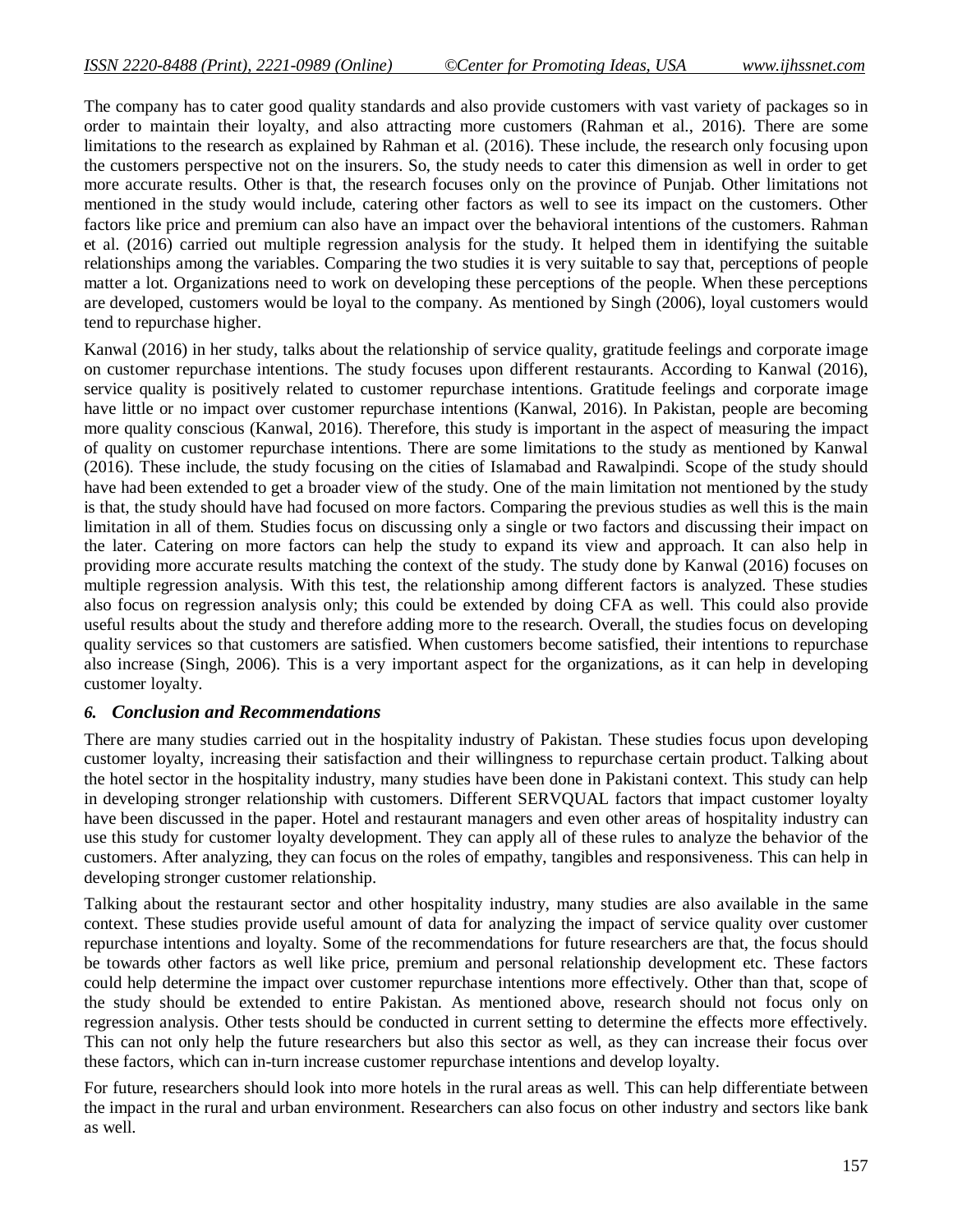The company has to cater good quality standards and also provide customers with vast variety of packages so in order to maintain their loyalty, and also attracting more customers (Rahman et al., 2016). There are some limitations to the research as explained by Rahman et al. (2016). These include, the research only focusing upon the customers perspective not on the insurers. So, the study needs to cater this dimension as well in order to get more accurate results. Other is that, the research focuses only on the province of Punjab. Other limitations not mentioned in the study would include, catering other factors as well to see its impact on the customers. Other factors like price and premium can also have an impact over the behavioral intentions of the customers. Rahman et al. (2016) carried out multiple regression analysis for the study. It helped them in identifying the suitable relationships among the variables. Comparing the two studies it is very suitable to say that, perceptions of people matter a lot. Organizations need to work on developing these perceptions of the people. When these perceptions are developed, customers would be loyal to the company. As mentioned by Singh (2006), loyal customers would tend to repurchase higher.

Kanwal (2016) in her study, talks about the relationship of service quality, gratitude feelings and corporate image on customer repurchase intentions. The study focuses upon different restaurants. According to Kanwal (2016), service quality is positively related to customer repurchase intentions. Gratitude feelings and corporate image have little or no impact over customer repurchase intentions (Kanwal, 2016). In Pakistan, people are becoming more quality conscious (Kanwal, 2016). Therefore, this study is important in the aspect of measuring the impact of quality on customer repurchase intentions. There are some limitations to the study as mentioned by Kanwal (2016). These include, the study focusing on the cities of Islamabad and Rawalpindi. Scope of the study should have had been extended to get a broader view of the study. One of the main limitation not mentioned by the study is that, the study should have had focused on more factors. Comparing the previous studies as well this is the main limitation in all of them. Studies focus on discussing only a single or two factors and discussing their impact on the later. Catering on more factors can help the study to expand its view and approach. It can also help in providing more accurate results matching the context of the study. The study done by Kanwal (2016) focuses on multiple regression analysis. With this test, the relationship among different factors is analyzed. These studies also focus on regression analysis only; this could be extended by doing CFA as well. This could also provide useful results about the study and therefore adding more to the research. Overall, the studies focus on developing quality services so that customers are satisfied. When customers become satisfied, their intentions to repurchase also increase (Singh, 2006). This is a very important aspect for the organizations, as it can help in developing customer loyalty.

### *6. Conclusion and Recommendations*

There are many studies carried out in the hospitality industry of Pakistan. These studies focus upon developing customer loyalty, increasing their satisfaction and their willingness to repurchase certain product. Talking about the hotel sector in the hospitality industry, many studies have been done in Pakistani context. This study can help in developing stronger relationship with customers. Different SERVQUAL factors that impact customer loyalty have been discussed in the paper. Hotel and restaurant managers and even other areas of hospitality industry can use this study for customer loyalty development. They can apply all of these rules to analyze the behavior of the customers. After analyzing, they can focus on the roles of empathy, tangibles and responsiveness. This can help in developing stronger customer relationship.

Talking about the restaurant sector and other hospitality industry, many studies are also available in the same context. These studies provide useful amount of data for analyzing the impact of service quality over customer repurchase intentions and loyalty. Some of the recommendations for future researchers are that, the focus should be towards other factors as well like price, premium and personal relationship development etc. These factors could help determine the impact over customer repurchase intentions more effectively. Other than that, scope of the study should be extended to entire Pakistan. As mentioned above, research should not focus only on regression analysis. Other tests should be conducted in current setting to determine the effects more effectively. This can not only help the future researchers but also this sector as well, as they can increase their focus over these factors, which can in-turn increase customer repurchase intentions and develop loyalty.

For future, researchers should look into more hotels in the rural areas as well. This can help differentiate between the impact in the rural and urban environment. Researchers can also focus on other industry and sectors like bank as well.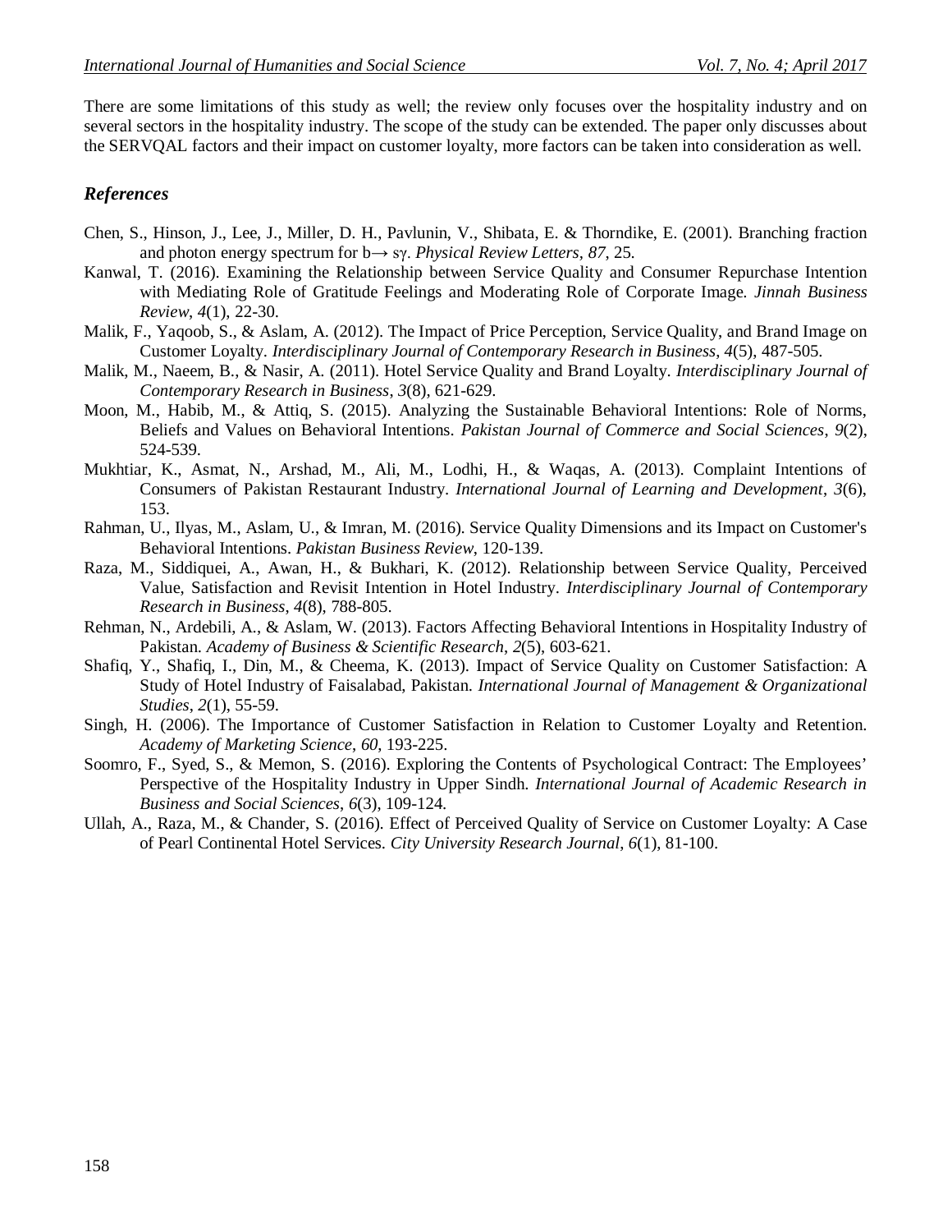There are some limitations of this study as well; the review only focuses over the hospitality industry and on several sectors in the hospitality industry. The scope of the study can be extended. The paper only discusses about the SERVQAL factors and their impact on customer loyalty, more factors can be taken into consideration as well.

## *References*

Chen, S., Hinson, J., Lee, J., Miller, D. H., Pavlunin, V., Shibata, E. & Thorndike, E. (2001). Branching fraction and photon energy spectrum for b→ sγ. *Physical Review Letters, 87*, 25.

Kanwal, T. (2016). Examining the Relationship between Service Quality and Consumer Repurchase Intention with Mediating Role of Gratitude Feelings and Moderating Role of Corporate Image. *Jinnah Business Review*, *4*(1), 22-30.

Malik, F., Yaqoob, S., & Aslam, A. (2012). The Impact of Price Perception, Service Quality, and Brand Image on Customer Loyalty. *Interdisciplinary Journal of Contemporary Research in Business*, *4*(5), 487-505.

Malik, M., Naeem, B., & Nasir, A. (2011). Hotel Service Quality and Brand Loyalty. *Interdisciplinary Journal of Contemporary Research in Business*, *3*(8), 621-629.

Moon, M., Habib, M., & Attiq, S. (2015). Analyzing the Sustainable Behavioral Intentions: Role of Norms, Beliefs and Values on Behavioral Intentions. *Pakistan Journal of Commerce and Social Sciences*, *9*(2), 524-539.

Mukhtiar, K., Asmat, N., Arshad, M., Ali, M., Lodhi, H., & Waqas, A. (2013). Complaint Intentions of Consumers of Pakistan Restaurant Industry. *International Journal of Learning and Development*, *3*(6), 153.

Rahman, U., Ilyas, M., Aslam, U., & Imran, M. (2016). Service Quality Dimensions and its Impact on Customer's Behavioral Intentions. *Pakistan Business Review*, 120-139.

Raza, M., Siddiquei, A., Awan, H., & Bukhari, K. (2012). Relationship between Service Quality, Perceived Value, Satisfaction and Revisit Intention in Hotel Industry. *Interdisciplinary Journal of Contemporary Research in Business*, *4*(8), 788-805.

Rehman, N., Ardebili, A., & Aslam, W. (2013). Factors Affecting Behavioral Intentions in Hospitality Industry of Pakistan. *Academy of Business & Scientific Research*, *2*(5), 603-621.

Shafiq, Y., Shafiq, I., Din, M., & Cheema, K. (2013). Impact of Service Quality on Customer Satisfaction: A Study of Hotel Industry of Faisalabad, Pakistan. *International Journal of Management & Organizational Studies*, *2*(1), 55-59.

Singh, H. (2006). The Importance of Customer Satisfaction in Relation to Customer Loyalty and Retention. *Academy of Marketing Science*, *60*, 193-225.

Soomro, F., Syed, S., & Memon, S. (2016). Exploring the Contents of Psychological Contract: The Employees' Perspective of the Hospitality Industry in Upper Sindh. *International Journal of Academic Research in Business and Social Sciences*, *6*(3), 109-124.

Ullah, A., Raza, M., & Chander, S. (2016). Effect of Perceived Quality of Service on Customer Loyalty: A Case of Pearl Continental Hotel Services. *City University Research Journal*, *6*(1), 81-100.